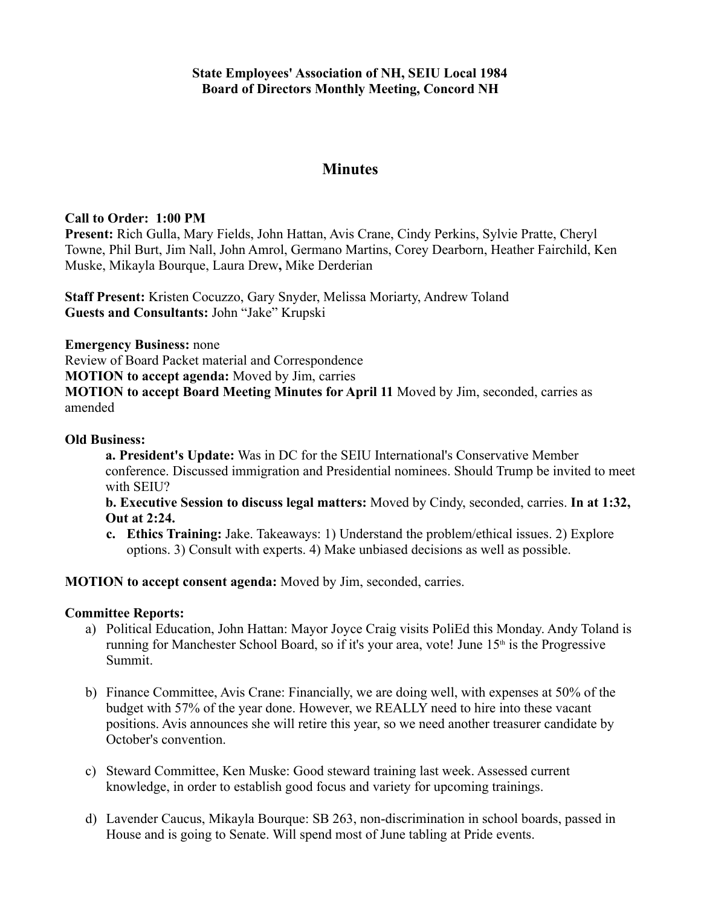**State Employees' Association of NH, SEIU Local 1984**
**Board of Directors Monthly Meeting, Concord NH**

# Minutes

**Call to Order: 1:00 PM**
**Present:** Rich Gulla, Mary Fields, John Hattan, Avis Crane, Cindy Perkins, Sylvie Pratte, Cheryl Towne, Phil Burt, Jim Nall, John Amrol, Germano Martins, Corey Dearborn, Heather Fairchild, Ken Muske, Mikayla Bourque, Laura Drew**,** Mike Derderian

**Staff Present:** Kristen Cocuzzo, Gary Snyder, Melissa Moriarty, Andrew Toland
**Guests and Consultants:** John "Jake" Krupski

**Emergency Business:** none
Review of Board Packet material and Correspondence
**MOTION to accept agenda:** Moved by Jim, carries
**MOTION to accept Board Meeting Minutes for April 11** Moved by Jim, seconded, carries as amended

**Old Business:**

**a. President's Update:** Was in DC for the SEIU International's Conservative Member conference. Discussed immigration and Presidential nominees. Should Trump be invited to meet with SEIU?

**b. Executive Session to discuss legal matters:** Moved by Cindy, seconded, carries. **In at 1:32, Out at 2:24.**

**c. Ethics Training:** Jake. Takeaways: 1) Understand the problem/ethical issues. 2) Explore options. 3) Consult with experts. 4) Make unbiased decisions as well as possible.

**MOTION to accept consent agenda:** Moved by Jim, seconded, carries.

**Committee Reports:**

a) Political Education, John Hattan: Mayor Joyce Craig visits PoliEd this Monday. Andy Toland is running for Manchester School Board, so if it's your area, vote! June 15th is the Progressive Summit.

b) Finance Committee, Avis Crane: Financially, we are doing well, with expenses at 50% of the budget with 57% of the year done. However, we REALLY need to hire into these vacant positions. Avis announces she will retire this year, so we need another treasurer candidate by October's convention.

c) Steward Committee, Ken Muske: Good steward training last week. Assessed current knowledge, in order to establish good focus and variety for upcoming trainings.

d) Lavender Caucus, Mikayla Bourque: SB 263, non-discrimination in school boards, passed in House and is going to Senate. Will spend most of June tabling at Pride events.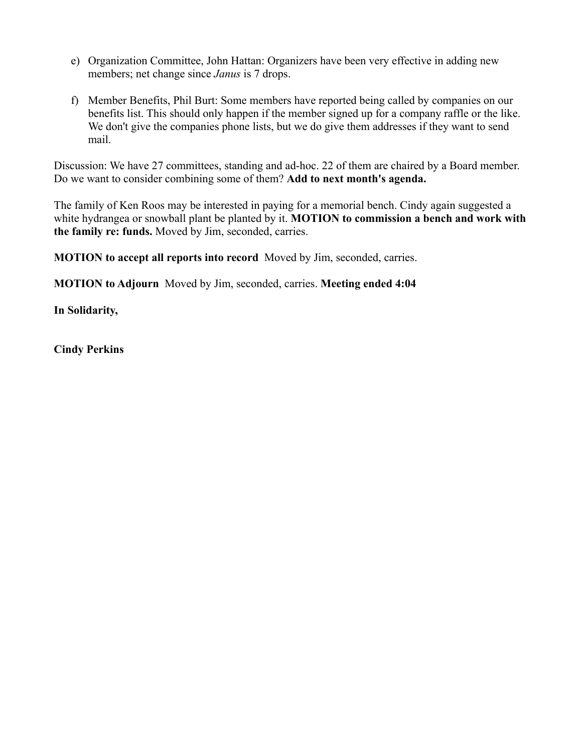e) Organization Committee, John Hattan: Organizers have been very effective in adding new members; net change since *Janus* is 7 drops.

f) Member Benefits, Phil Burt: Some members have reported being called by companies on our benefits list. This should only happen if the member signed up for a company raffle or the like. We don't give the companies phone lists, but we do give them addresses if they want to send mail.

Discussion: We have 27 committees, standing and ad-hoc. 22 of them are chaired by a Board member. Do we want to consider combining some of them? **Add to next month's agenda.**

The family of Ken Roos may be interested in paying for a memorial bench. Cindy again suggested a white hydrangea or snowball plant be planted by it. **MOTION to commission a bench and work with the family re: funds.** Moved by Jim, seconded, carries.

**MOTION to accept all reports into record** Moved by Jim, seconded, carries.

**MOTION to Adjourn** Moved by Jim, seconded, carries. **Meeting ended 4:04**

**In Solidarity,**

**Cindy Perkins**